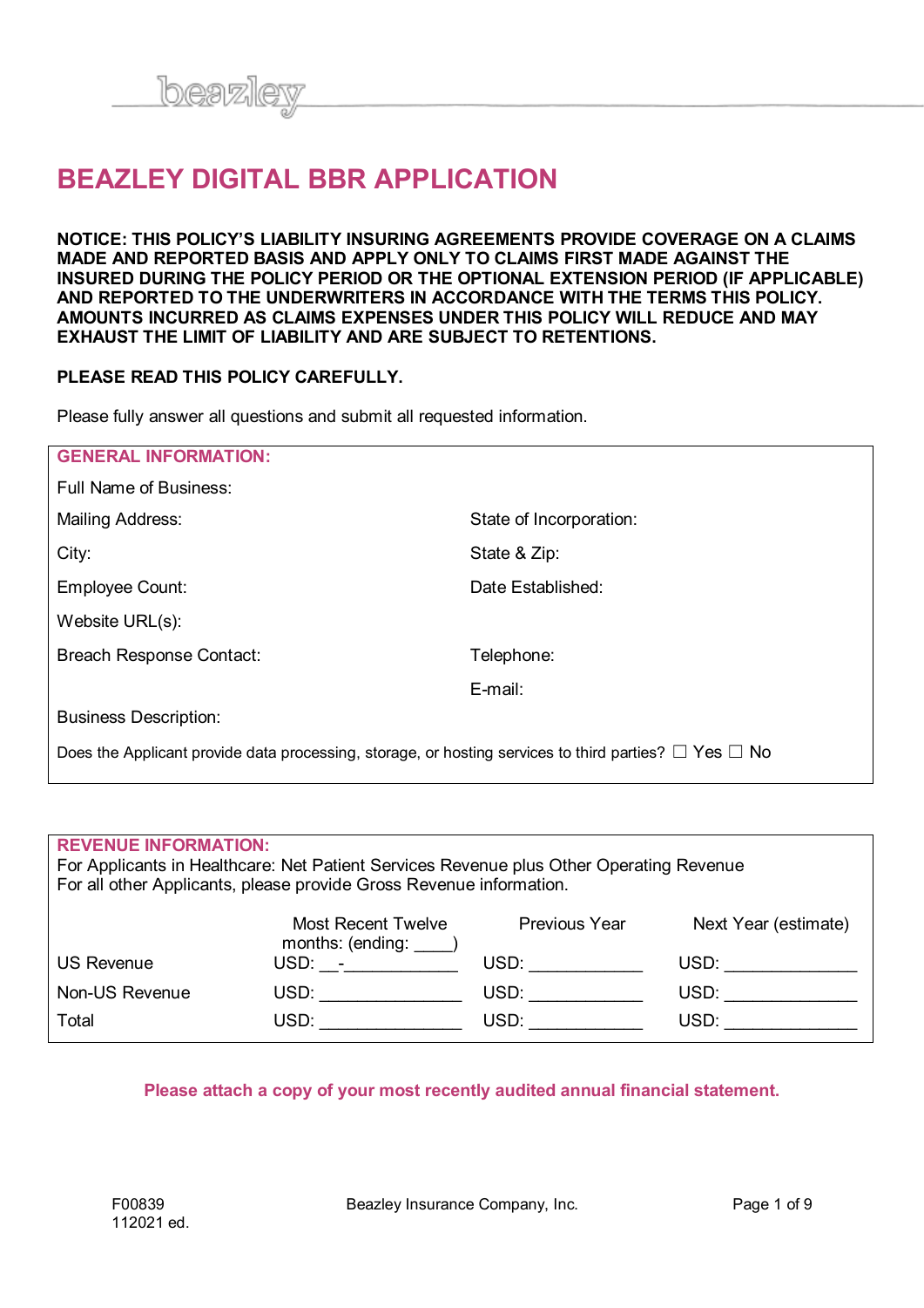# BEAZLEY DIGITAL BBR APPLICATION

**NOTICE: THIS POLICY'S LIABILITY INSURING AGREEMENTS PROVIDE COVERAGE ON A CLAIMS MADE AND REPORTED BASIS AND APPLY ONLY TO CLAIMS FIRST MADE AGAINST THE INSURED DURING THE POLICY PERIOD OR THE OPTIONAL EXTENSION PERIOD (IF APPLICABLE) AND REPORTED TO THE UNDERWRITERS IN ACCORDANCE WITH THE TERMS THIS POLICY. AMOUNTS INCURRED AS CLAIMS EXPENSES UNDER THIS POLICY WILL REDUCE AND MAY EXHAUST THE LIMIT OF LIABILITY AND ARE SUBJECT TO RETENTIONS.**

**PLEASE READ THIS POLICY CAREFULLY.**

Please fully answer all questions and submit all requested information.

## GENERAL INFORMATION:

Full Name of Business:

Mailing Address:

State of Incorporation:

City:

State & Zip:

Employee Count:

Date Established:

Website URL(s):

Breach Response Contact:

Telephone:

E-mail:

Business Description:

Does the Applicant provide data processing, storage, or hosting services to third parties? ☐ Yes ☐ No

## REVENUE INFORMATION:

For Applicants in Healthcare: Net Patient Services Revenue plus Other Operating Revenue
For all other Applicants, please provide Gross Revenue information.

| | Most Recent Twelve months: (ending: ____) | Previous Year | Next Year (estimate) |
|---|---|---|---|
| US Revenue | USD: __-____________ | USD: ____________ | USD: ______________ |
| Non-US Revenue | USD: _______________ | USD: ____________ | USD: ______________ |
| Total | USD: _______________ | USD: ____________ | USD: ______________ |

**Please attach a copy of your most recently audited annual financial statement.**

F00839
112021 ed.

Beazley Insurance Company, Inc.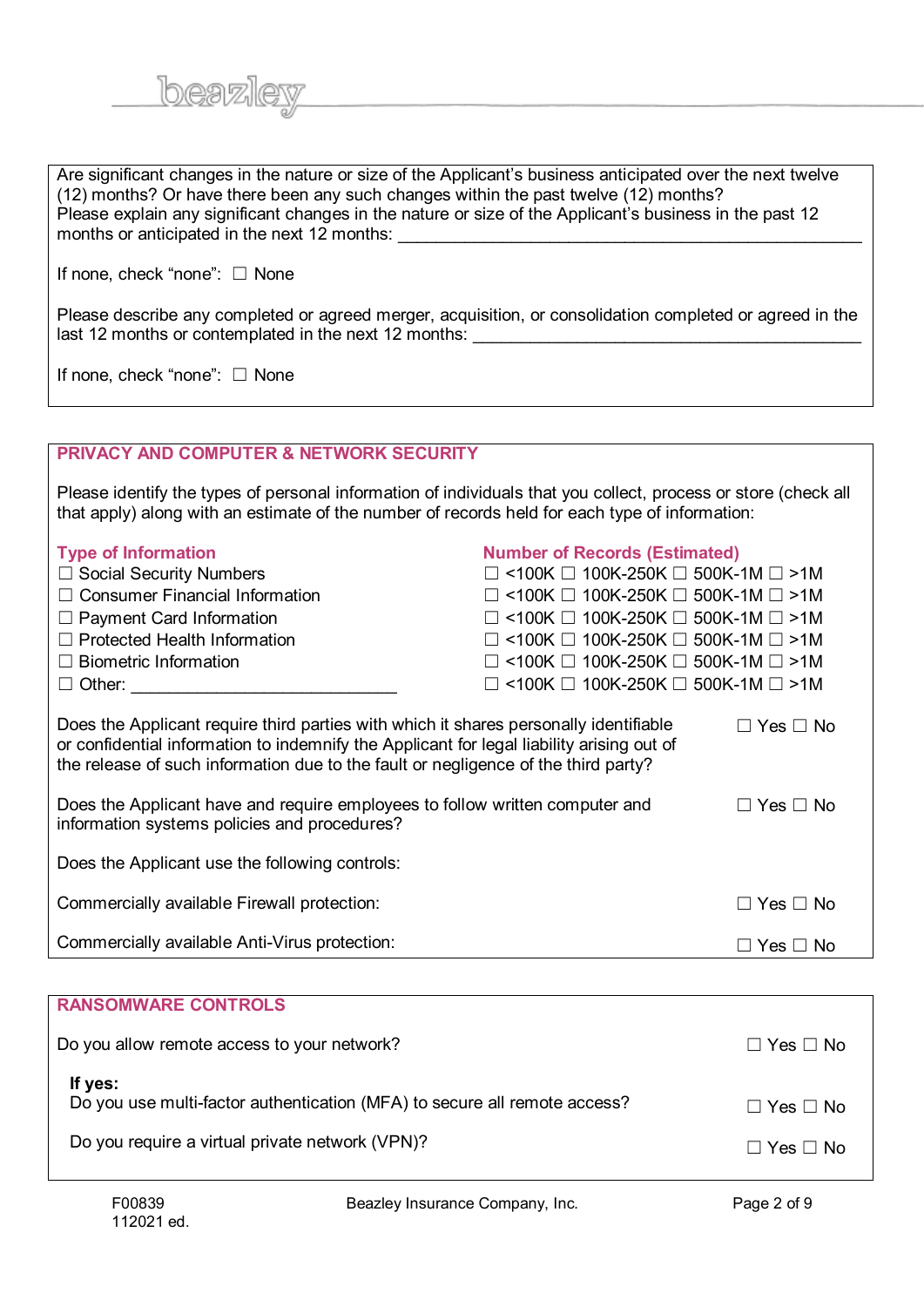Are significant changes in the nature or size of the Applicant's business anticipated over the next twelve (12) months? Or have there been any such changes within the past twelve (12) months?
Please explain any significant changes in the nature or size of the Applicant's business in the past 12 months or anticipated in the next 12 months: ______________________________________________

If none, check "none": ☐ None

Please describe any completed or agreed merger, acquisition, or consolidation completed or agreed in the last 12 months or contemplated in the next 12 months: ________________________________________

If none, check "none": ☐ None

## PRIVACY AND COMPUTER & NETWORK SECURITY

Please identify the types of personal information of individuals that you collect, process or store (check all that apply) along with an estimate of the number of records held for each type of information:

| Type of Information | Number of Records (Estimated) |
|---|---|
| ☐ Social Security Numbers | ☐ <100K ☐ 100K-250K ☐ 500K-1M ☐ >1M |
| ☐ Consumer Financial Information | ☐ <100K ☐ 100K-250K ☐ 500K-1M ☐ >1M |
| ☐ Payment Card Information | ☐ <100K ☐ 100K-250K ☐ 500K-1M ☐ >1M |
| ☐ Protected Health Information | ☐ <100K ☐ 100K-250K ☐ 500K-1M ☐ >1M |
| ☐ Biometric Information | ☐ <100K ☐ 100K-250K ☐ 500K-1M ☐ >1M |
| ☐ Other: ____________________________ | ☐ <100K ☐ 100K-250K ☐ 500K-1M ☐ >1M |

Does the Applicant require third parties with which it shares personally identifiable or confidential information to indemnify the Applicant for legal liability arising out of the release of such information due to the fault or negligence of the third party? ☐ Yes ☐ No

Does the Applicant have and require employees to follow written computer and information systems policies and procedures? ☐ Yes ☐ No

Does the Applicant use the following controls:

Commercially available Firewall protection: ☐ Yes ☐ No

Commercially available Anti-Virus protection: ☐ Yes ☐ No

## RANSOMWARE CONTROLS

Do you allow remote access to your network? ☐ Yes ☐ No

**If yes:**
Do you use multi-factor authentication (MFA) to secure all remote access? ☐ Yes ☐ No

Do you require a virtual private network (VPN)? ☐ Yes ☐ No

F00839
112021 ed.

Beazley Insurance Company, Inc.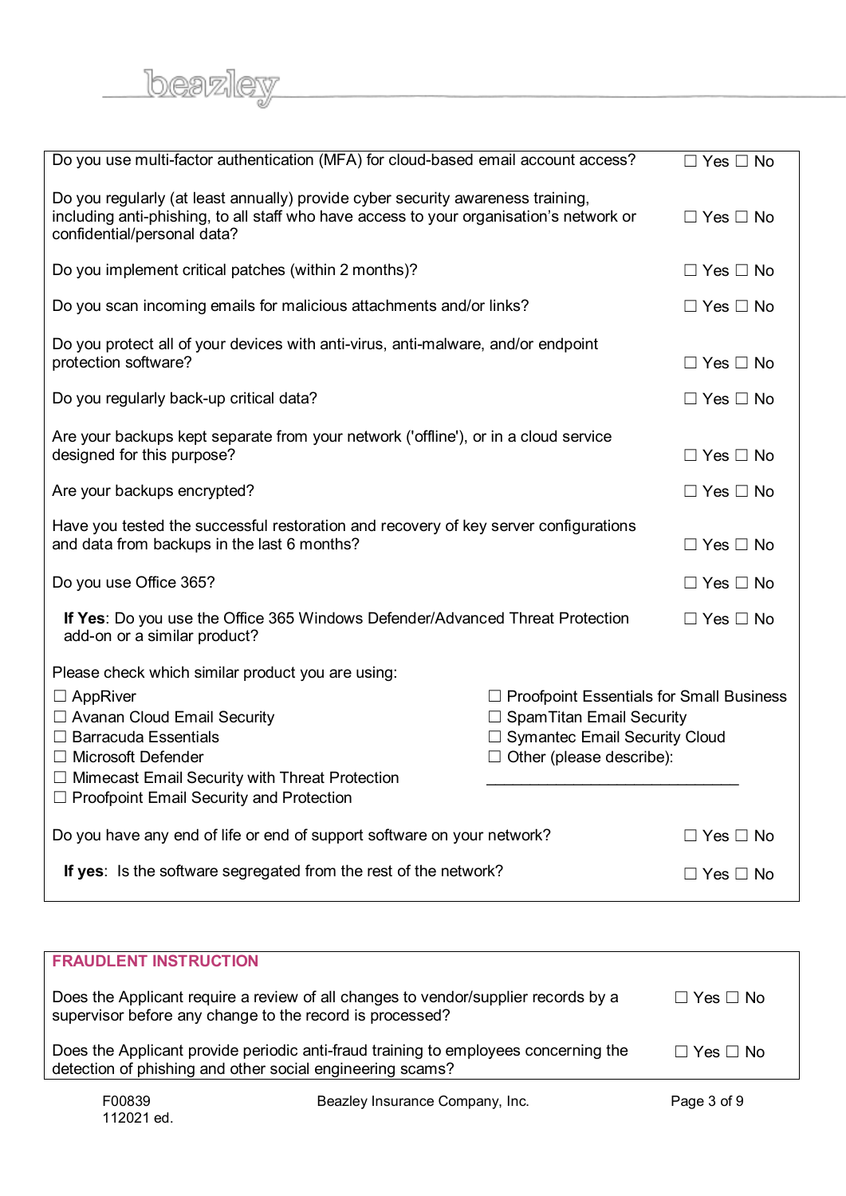| | |
|---|---|
| Do you use multi-factor authentication (MFA) for cloud-based email account access? | ☐ Yes ☐ No |
| Do you regularly (at least annually) provide cyber security awareness training, including anti-phishing, to all staff who have access to your organisation's network or confidential/personal data? | ☐ Yes ☐ No |
| Do you implement critical patches (within 2 months)? | ☐ Yes ☐ No |
| Do you scan incoming emails for malicious attachments and/or links? | ☐ Yes ☐ No |
| Do you protect all of your devices with anti-virus, anti-malware, and/or endpoint protection software? | ☐ Yes ☐ No |
| Do you regularly back-up critical data? | ☐ Yes ☐ No |
| Are your backups kept separate from your network ('offline'), or in a cloud service designed for this purpose? | ☐ Yes ☐ No |
| Are your backups encrypted? | ☐ Yes ☐ No |
| Have you tested the successful restoration and recovery of key server configurations and data from backups in the last 6 months? | ☐ Yes ☐ No |
| Do you use Office 365? | ☐ Yes ☐ No |
| **If Yes**: Do you use the Office 365 Windows Defender/Advanced Threat Protection add-on or a similar product? | ☐ Yes ☐ No |

Please check which similar product you are using:

- ☐ AppRiver
- ☐ Avanan Cloud Email Security
- ☐ Barracuda Essentials
- ☐ Microsoft Defender
- ☐ Mimecast Email Security with Threat Protection
- ☐ Proofpoint Email Security and Protection
- ☐ Proofpoint Essentials for Small Business
- ☐ SpamTitan Email Security
- ☐ Symantec Email Security Cloud
- ☐ Other (please describe): ______________________________

| | |
|---|---|
| Do you have any end of life or end of support software on your network? | ☐ Yes ☐ No |
| **If yes**: Is the software segregated from the rest of the network? | ☐ Yes ☐ No |

## FRAUDLENT INSTRUCTION

| | |
|---|---|
| Does the Applicant require a review of all changes to vendor/supplier records by a supervisor before any change to the record is processed? | ☐ Yes ☐ No |
| Does the Applicant provide periodic anti-fraud training to employees concerning the detection of phishing and other social engineering scams? | ☐ Yes ☐ No |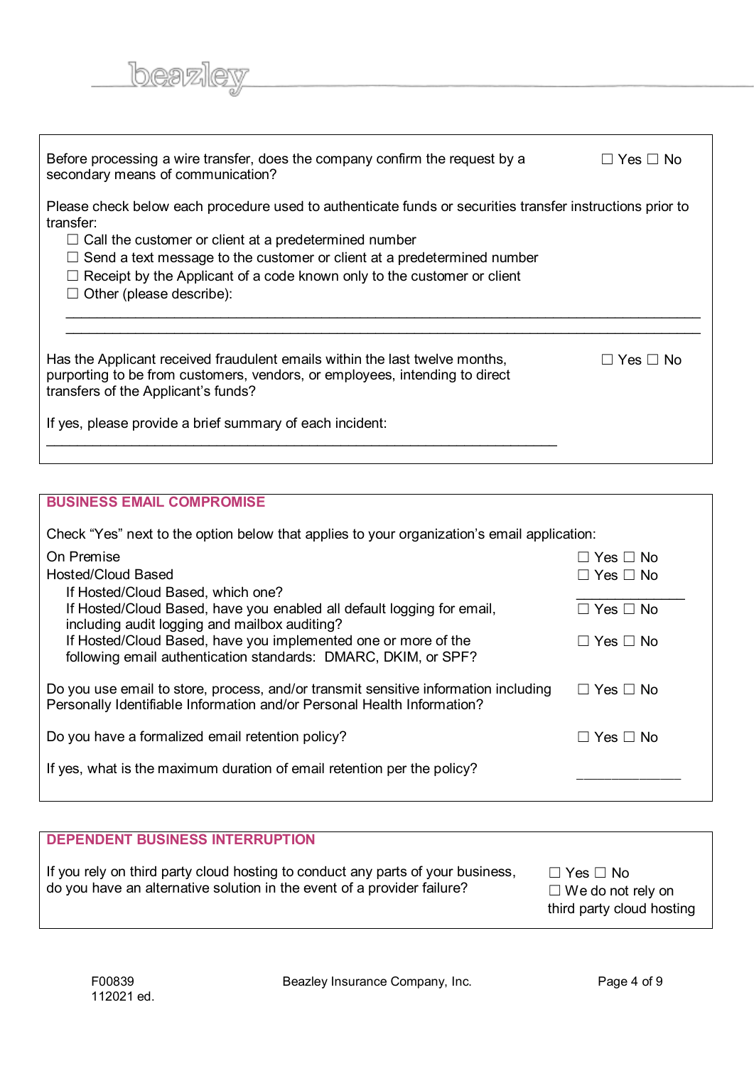Before processing a wire transfer, does the company confirm the request by a secondary means of communication? ☐ Yes ☐ No

Please check below each procedure used to authenticate funds or securities transfer instructions prior to transfer:

☐ Call the customer or client at a predetermined number
☐ Send a text message to the customer or client at a predetermined number
☐ Receipt by the Applicant of a code known only to the customer or client
☐ Other (please describe):

\_\_\_\_\_\_\_\_\_\_\_\_\_\_\_\_\_\_\_\_\_\_\_\_\_\_\_\_\_\_\_\_\_\_\_\_\_\_\_\_\_\_\_\_\_\_\_\_\_\_\_\_\_\_\_\_\_\_\_\_\_\_\_\_\_\_\_\_\_\_

\_\_\_\_\_\_\_\_\_\_\_\_\_\_\_\_\_\_\_\_\_\_\_\_\_\_\_\_\_\_\_\_\_\_\_\_\_\_\_\_\_\_\_\_\_\_\_\_\_\_\_\_\_\_\_\_\_\_\_\_\_\_\_\_\_\_\_\_\_\_

Has the Applicant received fraudulent emails within the last twelve months, purporting to be from customers, vendors, or employees, intending to direct transfers of the Applicant's funds? ☐ Yes ☐ No

If yes, please provide a brief summary of each incident:

\_\_\_\_\_\_\_\_\_\_\_\_\_\_\_\_\_\_\_\_\_\_\_\_\_\_\_\_\_\_\_\_\_\_\_\_\_\_\_\_\_\_\_\_\_\_\_\_\_\_\_\_\_\_\_\_\_\_\_\_\_\_\_\_\_\_\_\_\_\_

## BUSINESS EMAIL COMPROMISE

Check "Yes" next to the option below that applies to your organization's email application:

On Premise ☐ Yes ☐ No

Hosted/Cloud Based ☐ Yes ☐ No

- If Hosted/Cloud Based, which one? \_\_\_\_\_\_\_\_\_\_\_\_\_\_\_
- If Hosted/Cloud Based, have you enabled all default logging for email, including audit logging and mailbox auditing? ☐ Yes ☐ No
- If Hosted/Cloud Based, have you implemented one or more of the following email authentication standards: DMARC, DKIM, or SPF? ☐ Yes ☐ No

Do you use email to store, process, and/or transmit sensitive information including Personally Identifiable Information and/or Personal Health Information? ☐ Yes ☐ No

Do you have a formalized email retention policy? ☐ Yes ☐ No

If yes, what is the maximum duration of email retention per the policy? \_\_\_\_\_\_\_\_\_\_\_\_\_\_\_

## DEPENDENT BUSINESS INTERRUPTION

If you rely on third party cloud hosting to conduct any parts of your business, do you have an alternative solution in the event of a provider failure? ☐ Yes ☐ No ☐ We do not rely on third party cloud hosting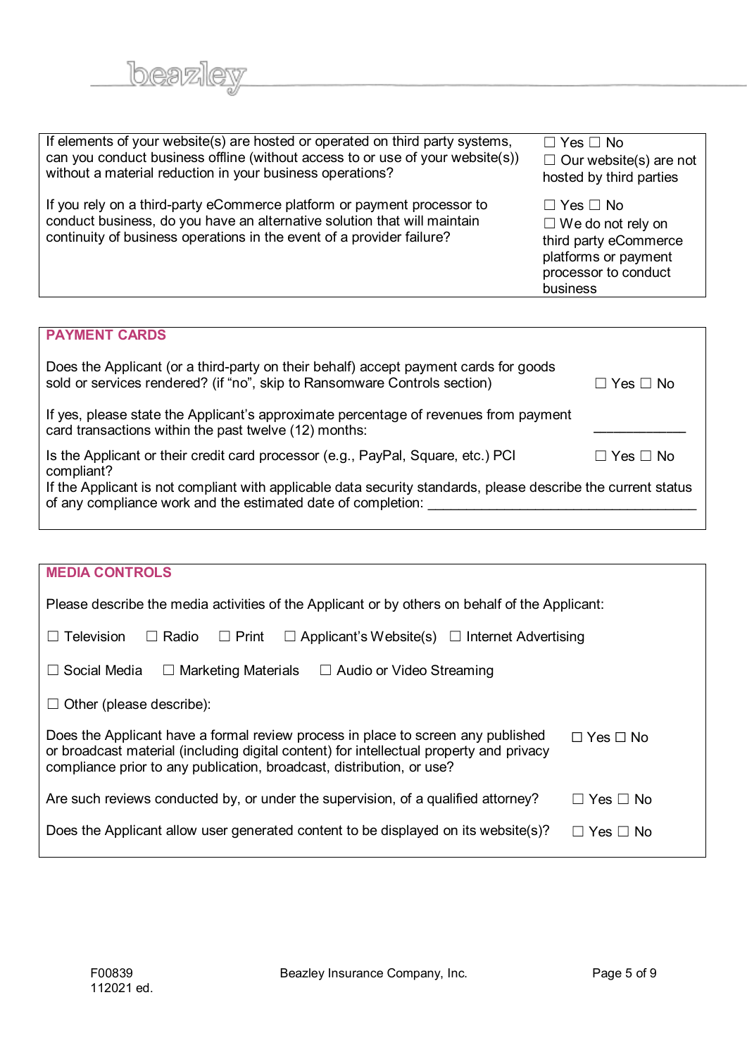| | |
|---|---|
| If elements of your website(s) are hosted or operated on third party systems, can you conduct business offline (without access to or use of your website(s)) without a material reduction in your business operations? | ☐ Yes ☐ No<br>☐ Our website(s) are not hosted by third parties |
| If you rely on a third-party eCommerce platform or payment processor to conduct business, do you have an alternative solution that will maintain continuity of business operations in the event of a provider failure? | ☐ Yes ☐ No<br>☐ We do not rely on third party eCommerce platforms or payment processor to conduct business |

## PAYMENT CARDS

| | |
|---|---|
| Does the Applicant (or a third-party on their behalf) accept payment cards for goods sold or services rendered? (if "no", skip to Ransomware Controls section) | ☐ Yes ☐ No |
| If yes, please state the Applicant's approximate percentage of revenues from payment card transactions within the past twelve (12) months: | ____________ |
| Is the Applicant or their credit card processor (e.g., PayPal, Square, etc.) PCI compliant? | ☐ Yes ☐ No |

If the Applicant is not compliant with applicable data security standards, please describe the current status of any compliance work and the estimated date of completion: ____________________________________

## MEDIA CONTROLS

Please describe the media activities of the Applicant or by others on behalf of the Applicant:

☐ Television ☐ Radio ☐ Print ☐ Applicant's Website(s) ☐ Internet Advertising

☐ Social Media ☐ Marketing Materials ☐ Audio or Video Streaming

☐ Other (please describe):

| | |
|---|---|
| Does the Applicant have a formal review process in place to screen any published or broadcast material (including digital content) for intellectual property and privacy compliance prior to any publication, broadcast, distribution, or use? | ☐ Yes ☐ No |
| Are such reviews conducted by, or under the supervision, of a qualified attorney? | ☐ Yes ☐ No |
| Does the Applicant allow user generated content to be displayed on its website(s)? | ☐ Yes ☐ No |

F00839
112021 ed.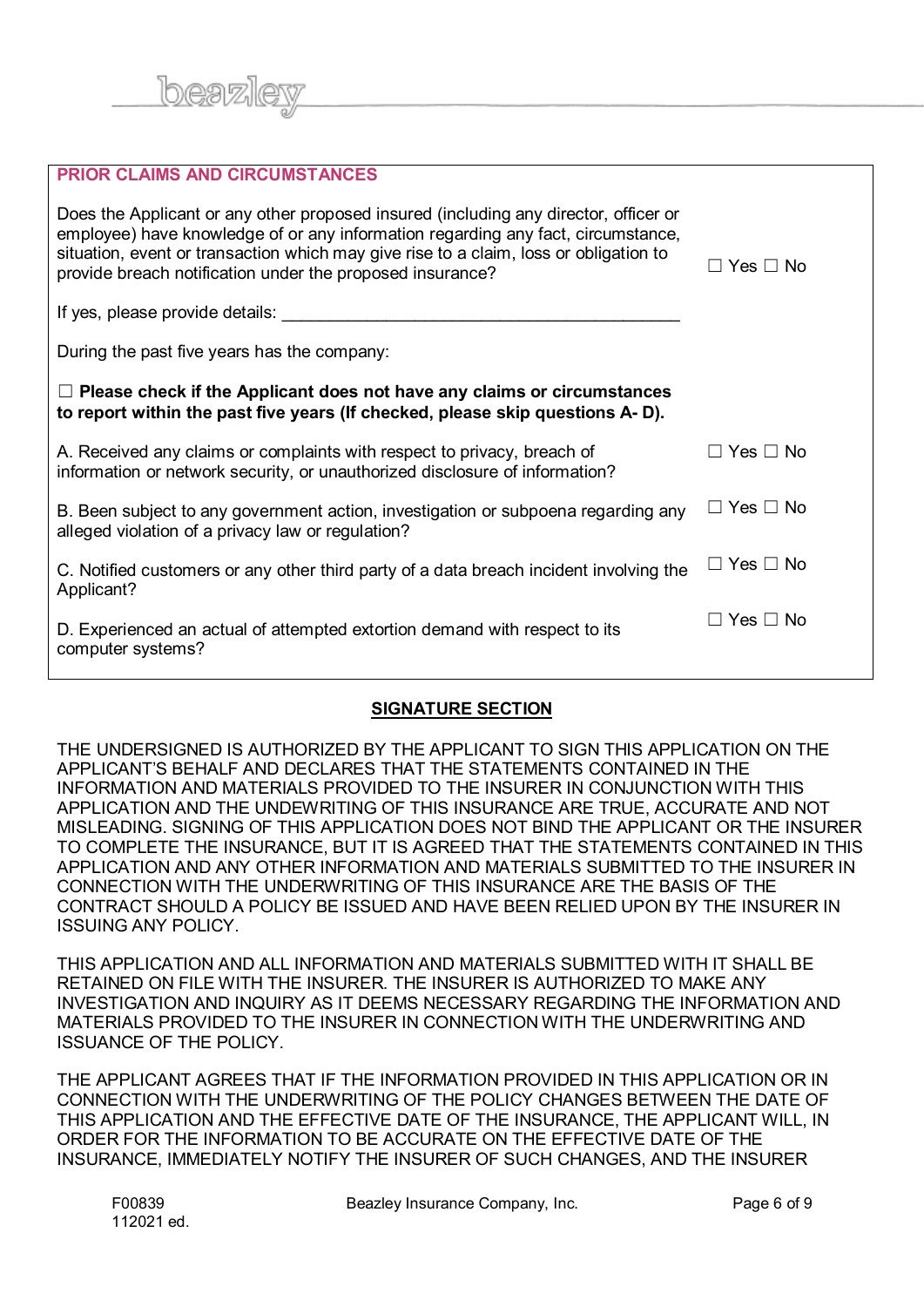## PRIOR CLAIMS AND CIRCUMSTANCES

Does the Applicant or any other proposed insured (including any director, officer or employee) have knowledge of or any information regarding any fact, circumstance, situation, event or transaction which may give rise to a claim, loss or obligation to provide breach notification under the proposed insurance? ☐ Yes ☐ No

If yes, please provide details: ___________________________________________

During the past five years has the company:

☐ **Please check if the Applicant does not have any claims or circumstances to report within the past five years (If checked, please skip questions A- D).**

A. Received any claims or complaints with respect to privacy, breach of information or network security, or unauthorized disclosure of information? ☐ Yes ☐ No

B. Been subject to any government action, investigation or subpoena regarding any alleged violation of a privacy law or regulation? ☐ Yes ☐ No

C. Notified customers or any other third party of a data breach incident involving the Applicant? ☐ Yes ☐ No

D. Experienced an actual of attempted extortion demand with respect to its computer systems? ☐ Yes ☐ No

## SIGNATURE SECTION

THE UNDERSIGNED IS AUTHORIZED BY THE APPLICANT TO SIGN THIS APPLICATION ON THE APPLICANT'S BEHALF AND DECLARES THAT THE STATEMENTS CONTAINED IN THE INFORMATION AND MATERIALS PROVIDED TO THE INSURER IN CONJUNCTION WITH THIS APPLICATION AND THE UNDEWRITING OF THIS INSURANCE ARE TRUE, ACCURATE AND NOT MISLEADING. SIGNING OF THIS APPLICATION DOES NOT BIND THE APPLICANT OR THE INSURER TO COMPLETE THE INSURANCE, BUT IT IS AGREED THAT THE STATEMENTS CONTAINED IN THIS APPLICATION AND ANY OTHER INFORMATION AND MATERIALS SUBMITTED TO THE INSURER IN CONNECTION WITH THE UNDERWRITING OF THIS INSURANCE ARE THE BASIS OF THE CONTRACT SHOULD A POLICY BE ISSUED AND HAVE BEEN RELIED UPON BY THE INSURER IN ISSUING ANY POLICY.

THIS APPLICATION AND ALL INFORMATION AND MATERIALS SUBMITTED WITH IT SHALL BE RETAINED ON FILE WITH THE INSURER. THE INSURER IS AUTHORIZED TO MAKE ANY INVESTIGATION AND INQUIRY AS IT DEEMS NECESSARY REGARDING THE INFORMATION AND MATERIALS PROVIDED TO THE INSURER IN CONNECTION WITH THE UNDERWRITING AND ISSUANCE OF THE POLICY.

THE APPLICANT AGREES THAT IF THE INFORMATION PROVIDED IN THIS APPLICATION OR IN CONNECTION WITH THE UNDERWRITING OF THE POLICY CHANGES BETWEEN THE DATE OF THIS APPLICATION AND THE EFFECTIVE DATE OF THE INSURANCE, THE APPLICANT WILL, IN ORDER FOR THE INFORMATION TO BE ACCURATE ON THE EFFECTIVE DATE OF THE INSURANCE, IMMEDIATELY NOTIFY THE INSURER OF SUCH CHANGES, AND THE INSURER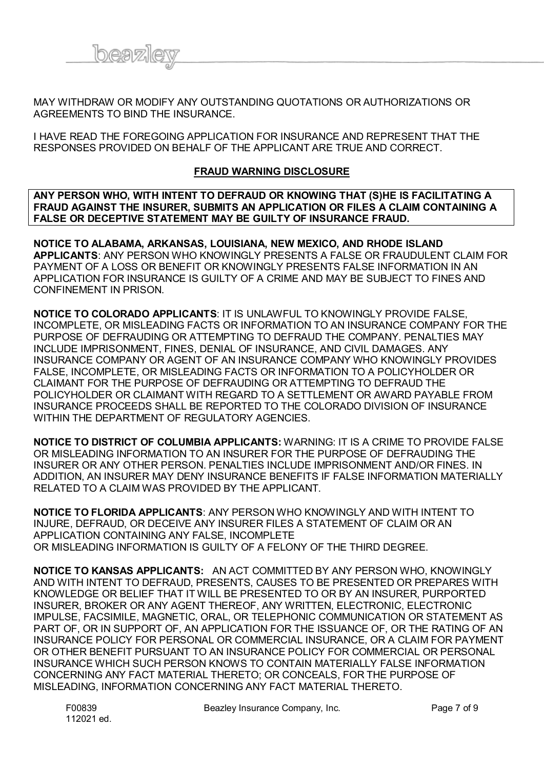MAY WITHDRAW OR MODIFY ANY OUTSTANDING QUOTATIONS OR AUTHORIZATIONS OR AGREEMENTS TO BIND THE INSURANCE.

I HAVE READ THE FOREGOING APPLICATION FOR INSURANCE AND REPRESENT THAT THE RESPONSES PROVIDED ON BEHALF OF THE APPLICANT ARE TRUE AND CORRECT.

## FRAUD WARNING DISCLOSURE

**ANY PERSON WHO, WITH INTENT TO DEFRAUD OR KNOWING THAT (S)HE IS FACILITATING A FRAUD AGAINST THE INSURER, SUBMITS AN APPLICATION OR FILES A CLAIM CONTAINING A FALSE OR DECEPTIVE STATEMENT MAY BE GUILTY OF INSURANCE FRAUD.**

**NOTICE TO ALABAMA, ARKANSAS, LOUISIANA, NEW MEXICO, AND RHODE ISLAND APPLICANTS**: ANY PERSON WHO KNOWINGLY PRESENTS A FALSE OR FRAUDULENT CLAIM FOR PAYMENT OF A LOSS OR BENEFIT OR KNOWINGLY PRESENTS FALSE INFORMATION IN AN APPLICATION FOR INSURANCE IS GUILTY OF A CRIME AND MAY BE SUBJECT TO FINES AND CONFINEMENT IN PRISON.

**NOTICE TO COLORADO APPLICANTS**: IT IS UNLAWFUL TO KNOWINGLY PROVIDE FALSE, INCOMPLETE, OR MISLEADING FACTS OR INFORMATION TO AN INSURANCE COMPANY FOR THE PURPOSE OF DEFRAUDING OR ATTEMPTING TO DEFRAUD THE COMPANY. PENALTIES MAY INCLUDE IMPRISONMENT, FINES, DENIAL OF INSURANCE, AND CIVIL DAMAGES. ANY INSURANCE COMPANY OR AGENT OF AN INSURANCE COMPANY WHO KNOWINGLY PROVIDES FALSE, INCOMPLETE, OR MISLEADING FACTS OR INFORMATION TO A POLICYHOLDER OR CLAIMANT FOR THE PURPOSE OF DEFRAUDING OR ATTEMPTING TO DEFRAUD THE POLICYHOLDER OR CLAIMANT WITH REGARD TO A SETTLEMENT OR AWARD PAYABLE FROM INSURANCE PROCEEDS SHALL BE REPORTED TO THE COLORADO DIVISION OF INSURANCE WITHIN THE DEPARTMENT OF REGULATORY AGENCIES.

**NOTICE TO DISTRICT OF COLUMBIA APPLICANTS:** WARNING: IT IS A CRIME TO PROVIDE FALSE OR MISLEADING INFORMATION TO AN INSURER FOR THE PURPOSE OF DEFRAUDING THE INSURER OR ANY OTHER PERSON. PENALTIES INCLUDE IMPRISONMENT AND/OR FINES. IN ADDITION, AN INSURER MAY DENY INSURANCE BENEFITS IF FALSE INFORMATION MATERIALLY RELATED TO A CLAIM WAS PROVIDED BY THE APPLICANT.

**NOTICE TO FLORIDA APPLICANTS**: ANY PERSON WHO KNOWINGLY AND WITH INTENT TO INJURE, DEFRAUD, OR DECEIVE ANY INSURER FILES A STATEMENT OF CLAIM OR AN APPLICATION CONTAINING ANY FALSE, INCOMPLETE OR MISLEADING INFORMATION IS GUILTY OF A FELONY OF THE THIRD DEGREE.

**NOTICE TO KANSAS APPLICANTS:** AN ACT COMMITTED BY ANY PERSON WHO, KNOWINGLY AND WITH INTENT TO DEFRAUD, PRESENTS, CAUSES TO BE PRESENTED OR PREPARES WITH KNOWLEDGE OR BELIEF THAT IT WILL BE PRESENTED TO OR BY AN INSURER, PURPORTED INSURER, BROKER OR ANY AGENT THEREOF, ANY WRITTEN, ELECTRONIC, ELECTRONIC IMPULSE, FACSIMILE, MAGNETIC, ORAL, OR TELEPHONIC COMMUNICATION OR STATEMENT AS PART OF, OR IN SUPPORT OF, AN APPLICATION FOR THE ISSUANCE OF, OR THE RATING OF AN INSURANCE POLICY FOR PERSONAL OR COMMERCIAL INSURANCE, OR A CLAIM FOR PAYMENT OR OTHER BENEFIT PURSUANT TO AN INSURANCE POLICY FOR COMMERCIAL OR PERSONAL INSURANCE WHICH SUCH PERSON KNOWS TO CONTAIN MATERIALLY FALSE INFORMATION CONCERNING ANY FACT MATERIAL THERETO; OR CONCEALS, FOR THE PURPOSE OF MISLEADING, INFORMATION CONCERNING ANY FACT MATERIAL THERETO.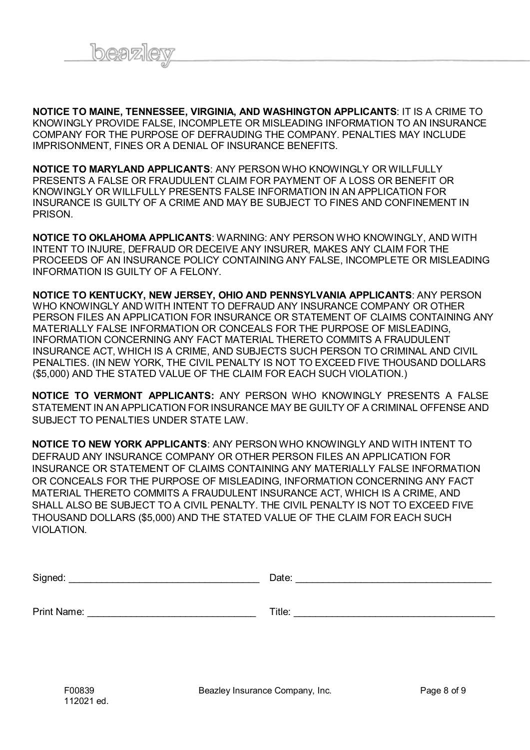**NOTICE TO MAINE, TENNESSEE, VIRGINIA, AND WASHINGTON APPLICANTS**: IT IS A CRIME TO KNOWINGLY PROVIDE FALSE, INCOMPLETE OR MISLEADING INFORMATION TO AN INSURANCE COMPANY FOR THE PURPOSE OF DEFRAUDING THE COMPANY. PENALTIES MAY INCLUDE IMPRISONMENT, FINES OR A DENIAL OF INSURANCE BENEFITS.

**NOTICE TO MARYLAND APPLICANTS**: ANY PERSON WHO KNOWINGLY OR WILLFULLY PRESENTS A FALSE OR FRAUDULENT CLAIM FOR PAYMENT OF A LOSS OR BENEFIT OR KNOWINGLY OR WILLFULLY PRESENTS FALSE INFORMATION IN AN APPLICATION FOR INSURANCE IS GUILTY OF A CRIME AND MAY BE SUBJECT TO FINES AND CONFINEMENT IN PRISON.

**NOTICE TO OKLAHOMA APPLICANTS**: WARNING: ANY PERSON WHO KNOWINGLY, AND WITH INTENT TO INJURE, DEFRAUD OR DECEIVE ANY INSURER, MAKES ANY CLAIM FOR THE PROCEEDS OF AN INSURANCE POLICY CONTAINING ANY FALSE, INCOMPLETE OR MISLEADING INFORMATION IS GUILTY OF A FELONY.

**NOTICE TO KENTUCKY, NEW JERSEY, OHIO AND PENNSYLVANIA APPLICANTS**: ANY PERSON WHO KNOWINGLY AND WITH INTENT TO DEFRAUD ANY INSURANCE COMPANY OR OTHER PERSON FILES AN APPLICATION FOR INSURANCE OR STATEMENT OF CLAIMS CONTAINING ANY MATERIALLY FALSE INFORMATION OR CONCEALS FOR THE PURPOSE OF MISLEADING, INFORMATION CONCERNING ANY FACT MATERIAL THERETO COMMITS A FRAUDULENT INSURANCE ACT, WHICH IS A CRIME, AND SUBJECTS SUCH PERSON TO CRIMINAL AND CIVIL PENALTIES. (IN NEW YORK, THE CIVIL PENALTY IS NOT TO EXCEED FIVE THOUSAND DOLLARS ($5,000) AND THE STATED VALUE OF THE CLAIM FOR EACH SUCH VIOLATION.)

**NOTICE TO VERMONT APPLICANTS:** ANY PERSON WHO KNOWINGLY PRESENTS A FALSE STATEMENT IN AN APPLICATION FOR INSURANCE MAY BE GUILTY OF A CRIMINAL OFFENSE AND SUBJECT TO PENALTIES UNDER STATE LAW.

**NOTICE TO NEW YORK APPLICANTS**: ANY PERSON WHO KNOWINGLY AND WITH INTENT TO DEFRAUD ANY INSURANCE COMPANY OR OTHER PERSON FILES AN APPLICATION FOR INSURANCE OR STATEMENT OF CLAIMS CONTAINING ANY MATERIALLY FALSE INFORMATION OR CONCEALS FOR THE PURPOSE OF MISLEADING, INFORMATION CONCERNING ANY FACT MATERIAL THERETO COMMITS A FRAUDULENT INSURANCE ACT, WHICH IS A CRIME, AND SHALL ALSO BE SUBJECT TO A CIVIL PENALTY. THE CIVIL PENALTY IS NOT TO EXCEED FIVE THOUSAND DOLLARS ($5,000) AND THE STATED VALUE OF THE CLAIM FOR EACH SUCH VIOLATION.

Signed: ___________________________________ Date: ____________________________________

Print Name: ______________________________ Title: ____________________________________

F00839
112021 ed.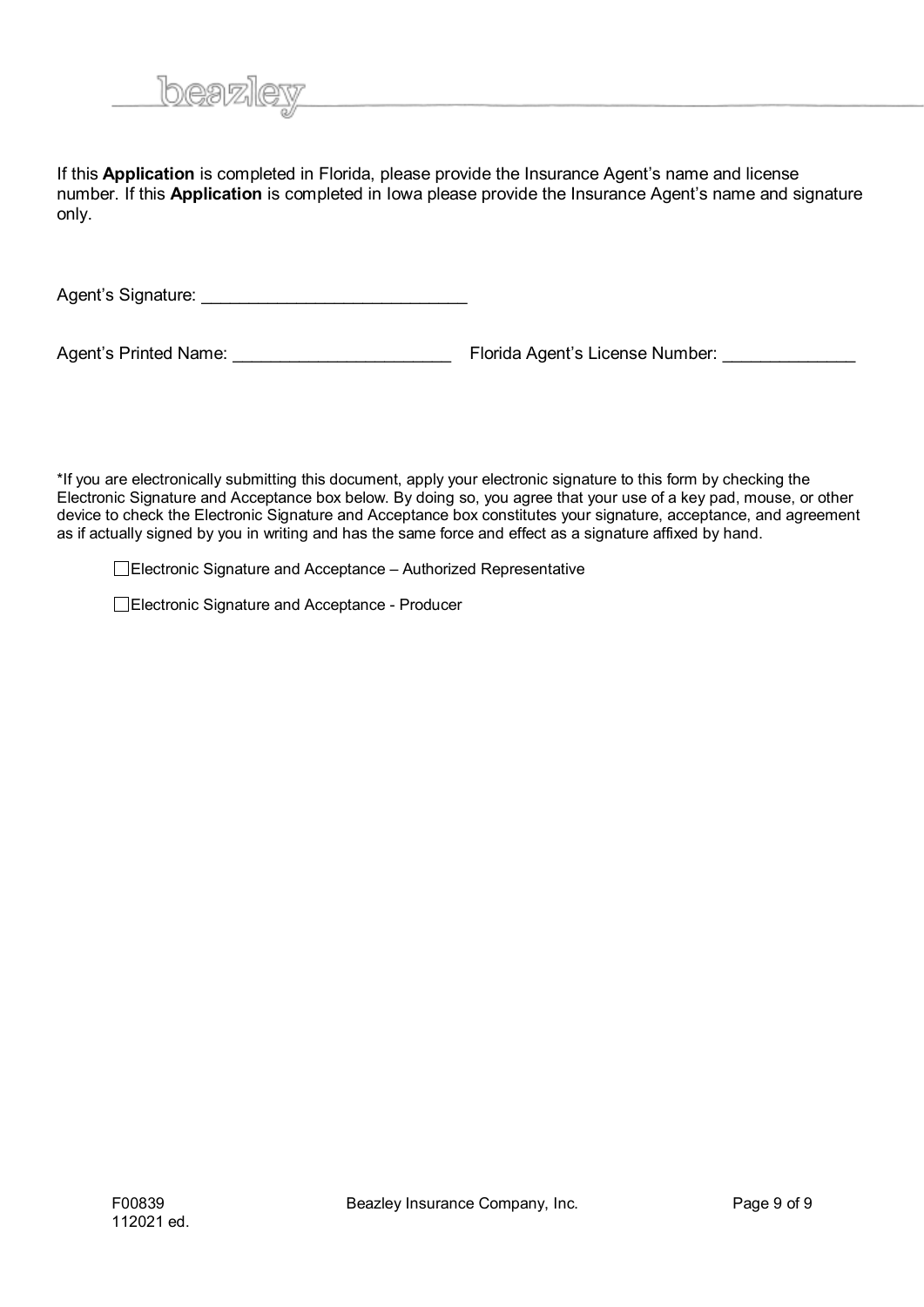If this **Application** is completed in Florida, please provide the Insurance Agent's name and license number. If this **Application** is completed in Iowa please provide the Insurance Agent's name and signature only.

Agent's Signature: ____________________________

Agent's Printed Name: _______________________ Florida Agent's License Number: ______________

*If you are electronically submitting this document, apply your electronic signature to this form by checking the Electronic Signature and Acceptance box below. By doing so, you agree that your use of a key pad, mouse, or other device to check the Electronic Signature and Acceptance box constitutes your signature, acceptance, and agreement as if actually signed by you in writing and has the same force and effect as a signature affixed by hand.

☐ Electronic Signature and Acceptance – Authorized Representative

☐ Electronic Signature and Acceptance - Producer

F00839
112021 ed.

Beazley Insurance Company, Inc.